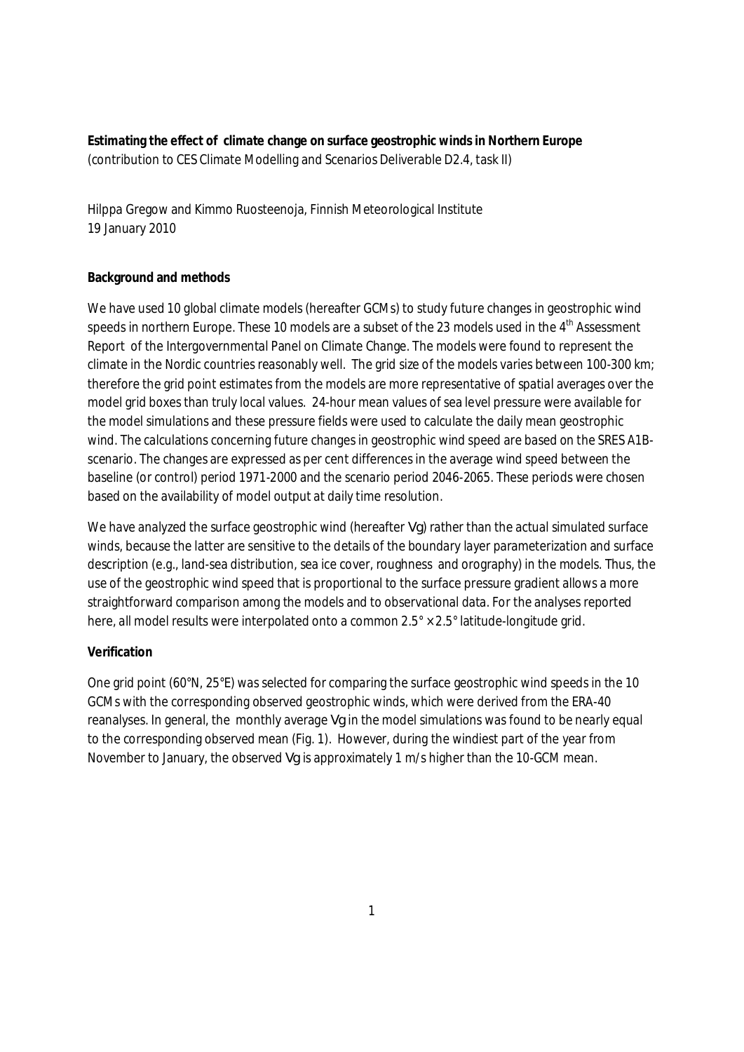**Estimating the effect of climate change on surface geostrophic winds in Northern Europe**
(contribution to CES Climate Modelling and Scenarios Deliverable D2.4, task II)

Hilppa Gregow and Kimmo Ruosteenoja, Finnish Meteorological Institute
19 January 2010

**Background and methods**

We have used 10 global climate models (hereafter GCMs) to study future changes in geostrophic wind speeds in northern Europe. These 10 models are a subset of the 23 models used in the 4[th] Assessment Report of the Intergovernmental Panel on Climate Change. The models were found to represent the climate in the Nordic countries reasonably well. The grid size of the models varies between 100-300 km; therefore the grid point estimates from the models are more representative of spatial averages over the model grid boxes than truly local values. 24-hour mean values of sea level pressure were available for the model simulations and these pressure fields were used to calculate the daily mean geostrophic wind. The calculations concerning future changes in geostrophic wind speed are based on the SRES A1B-scenario. The changes are expressed as per cent differences in the average wind speed between the baseline (or control) period 1971-2000 and the scenario period 2046-2065. These periods were chosen based on the availability of model output at daily time resolution.

We have analyzed the surface geostrophic wind (hereafter Vg) rather than the actual simulated surface winds, because the latter are sensitive to the details of the boundary layer parameterization and surface description (e.g., land-sea distribution, sea ice cover, roughness and orography) in the models. Thus, the use of the geostrophic wind speed that is proportional to the surface pressure gradient allows a more straightforward comparison among the models and to observational data. For the analyses reported here, all model results were interpolated onto a common 2.5° × 2.5° latitude-longitude grid.

**Verification**

One grid point (60°N, 25°E) was selected for comparing the surface geostrophic wind speeds in the 10 GCMs with the corresponding observed geostrophic winds, which were derived from the ERA-40 reanalyses. In general, the monthly average Vg in the model simulations was found to be nearly equal to the corresponding observed mean (Fig. 1). However, during the windiest part of the year from November to January, the observed Vg is approximately 1 m/s higher than the 10-GCM mean.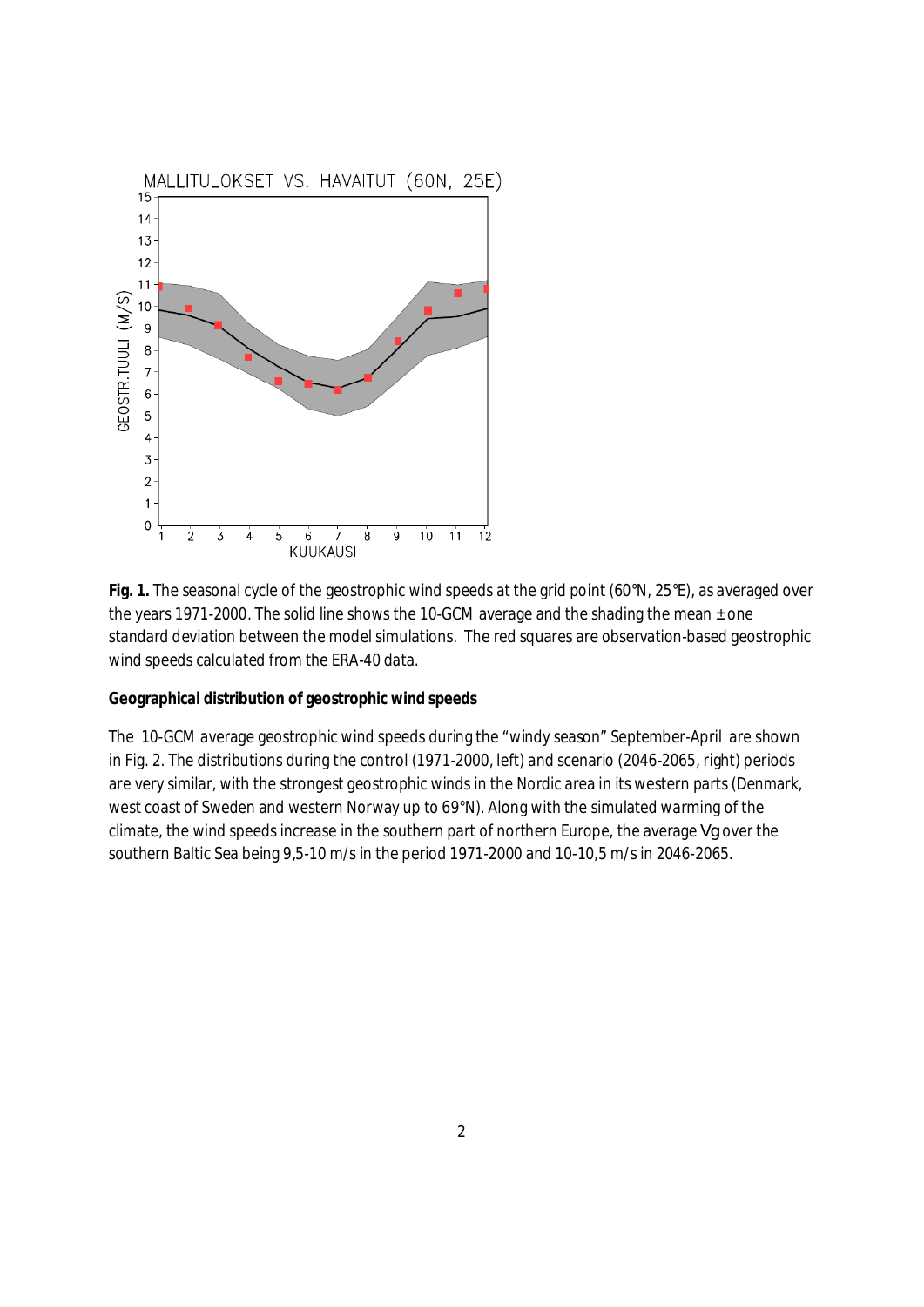**Fig. 1.** The seasonal cycle of the geostrophic wind speeds at the grid point (60°N, 25°E), as averaged over the years 1971-2000. The solid line shows the 10-GCM average and the shading the mean ± one standard deviation between the model simulations. The red squares are observation-based geostrophic wind speeds calculated from the ERA-40 data.

**Geographical distribution of geostrophic wind speeds**

The 10-GCM average geostrophic wind speeds during the "windy season" September-April are shown in Fig. 2. The distributions during the control (1971-2000, left) and scenario (2046-2065, right) periods are very similar, with the strongest geostrophic winds in the Nordic area in its western parts (Denmark, west coast of Sweden and western Norway up to 69°N). Along with the simulated warming of the climate, the wind speeds increase in the southern part of northern Europe, the average $V_g$ over the southern Baltic Sea being 9,5-10 m/s in the period 1971-2000 and 10-10,5 m/s in 2046-2065.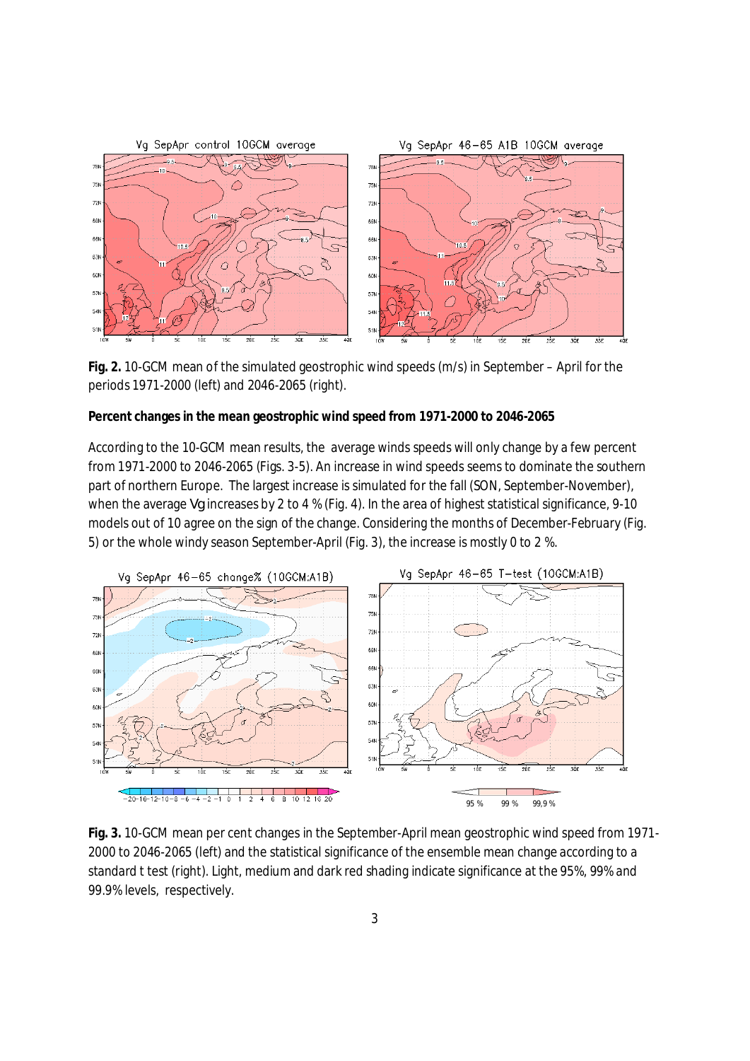**Fig. 2.** 10-GCM mean of the simulated geostrophic wind speeds (m/s) in September – April for the periods 1971-2000 (left) and 2046-2065 (right).

**Percent changes in the mean geostrophic wind speed from 1971-2000 to 2046-2065**

According to the 10-GCM mean results, the average winds speeds will only change by a few percent from 1971-2000 to 2046-2065 (Figs. 3-5). An increase in wind speeds seems to dominate the southern part of northern Europe. The largest increase is simulated for the fall (SON, September-November), when the average Vg increases by 2 to 4 % (Fig. 4). In the area of highest statistical significance, 9-10 models out of 10 agree on the sign of the change. Considering the months of December-February (Fig. 5) or the whole windy season September-April (Fig. 3), the increase is mostly 0 to 2 %.

**Fig. 3.** 10-GCM mean per cent changes in the September-April mean geostrophic wind speed from 1971-2000 to 2046-2065 (left) and the statistical significance of the ensemble mean change according to a standard t test (right). Light, medium and dark red shading indicate significance at the 95%, 99% and 99.9% levels, respectively.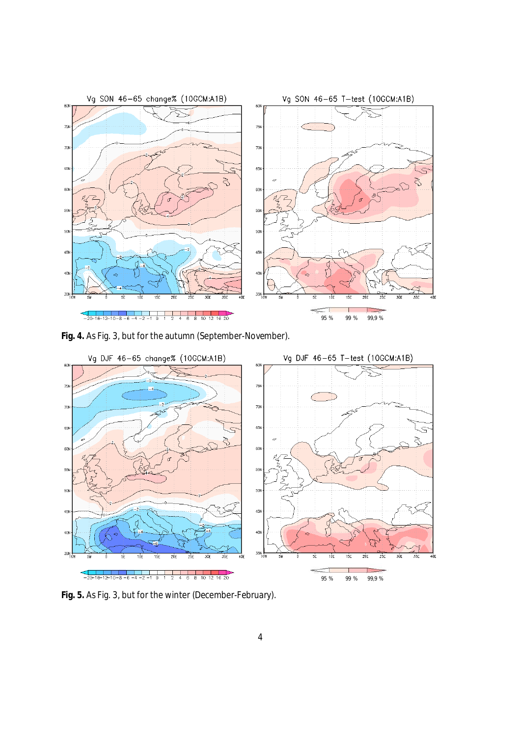**Fig. 4.** As Fig. 3, but for the autumn (September-November).

**Fig. 5.** As Fig. 3, but for the winter (December-February).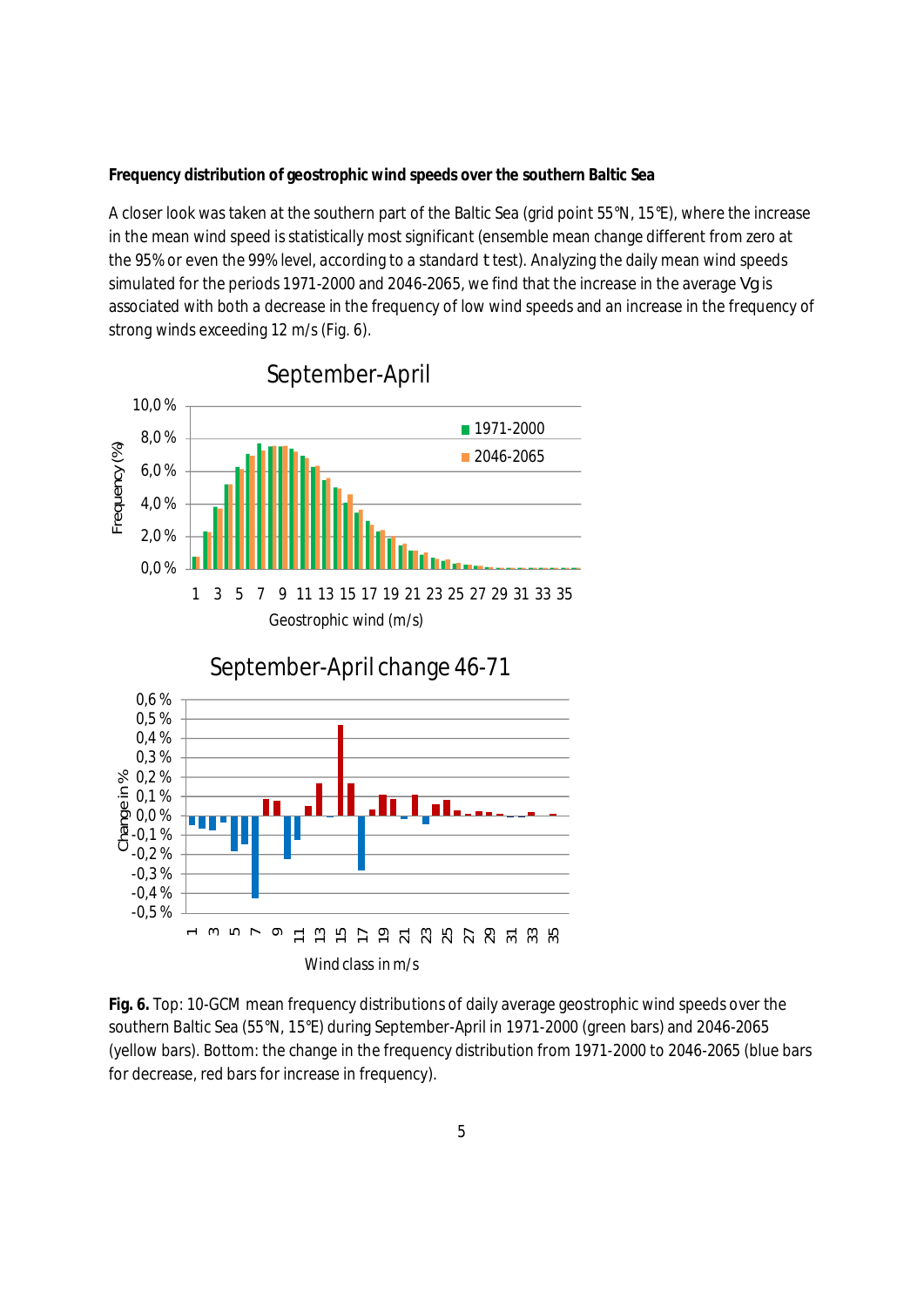**Frequency distribution of geostrophic wind speeds over the southern Baltic Sea**

A closer look was taken at the southern part of the Baltic Sea (grid point 55°N, 15°E), where the increase in the mean wind speed is statistically most significant (ensemble mean change different from zero at the 95% or even the 99% level, according to a standard t test). Analyzing the daily mean wind speeds simulated for the periods 1971-2000 and 2046-2065, we find that the increase in the average Vg is associated with both a decrease in the frequency of low wind speeds and an increase in the frequency of strong winds exceeding 12 m/s (Fig. 6).

September-April

10,0 %
8,0 %
6,0 %
4,0 %
2,0 %
0,0 %

Frequency (%)

1971-2000
2046-2065

1 3 5 7 9 11 13 15 17 19 21 23 25 27 29 31 33 35

Geostrophic wind (m/s)

September-April change 46-71

0,6 %
0,5 %
0,4 %
0,3 %
0,2 %
0,1 %
0,0 %
-0,1 %
-0,2 %
-0,3 %
-0,4 %
-0,5 %

Change in %

1 3 5 7 9 11 13 15 17 19 21 23 25 27 29 31 33 35

Wind class in m/s

**Fig. 6.** Top: 10-GCM mean frequency distributions of daily average geostrophic wind speeds over the southern Baltic Sea (55°N, 15°E) during September-April in 1971-2000 (green bars) and 2046-2065 (yellow bars). Bottom: the change in the frequency distribution from 1971-2000 to 2046-2065 (blue bars for decrease, red bars for increase in frequency).